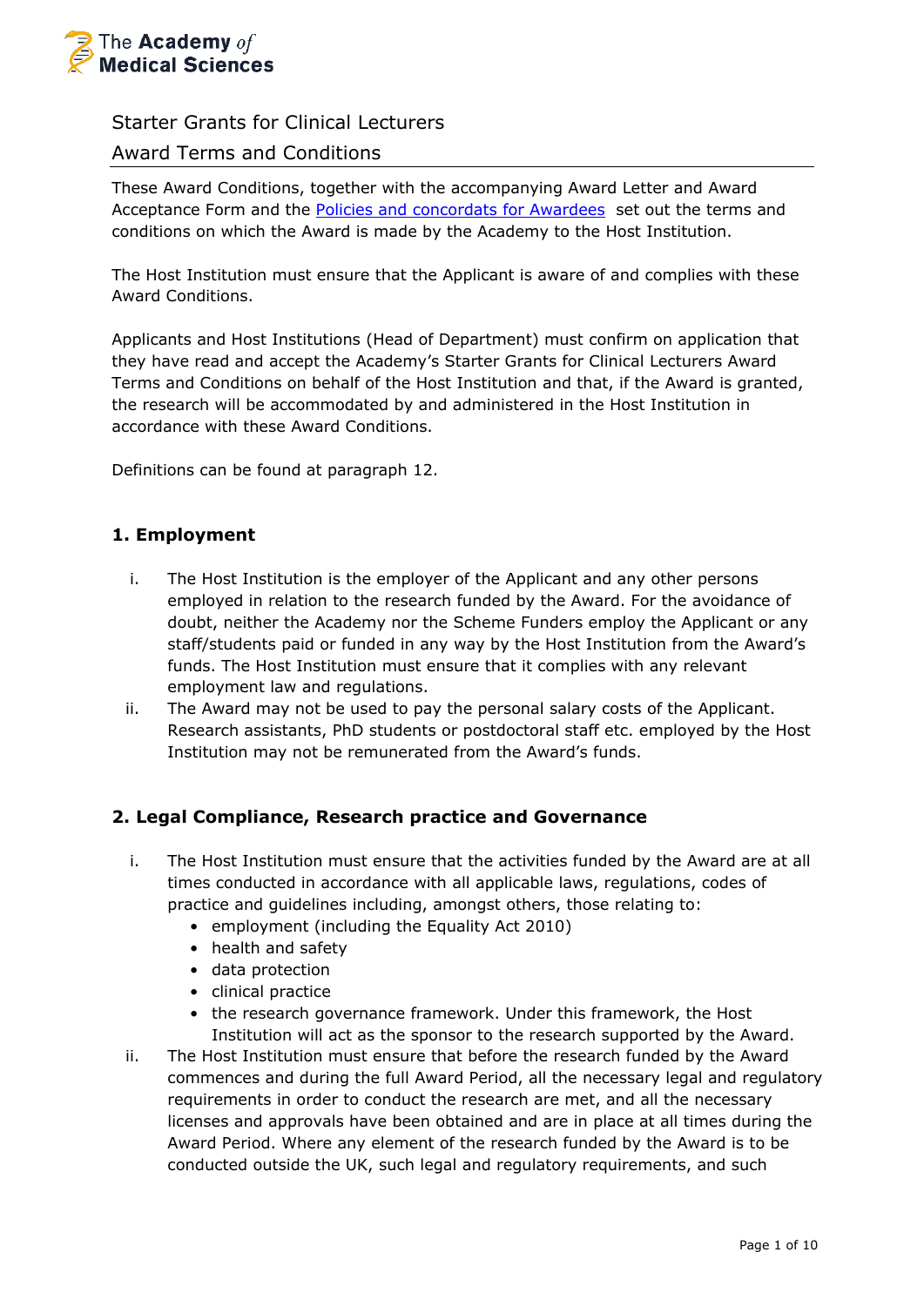The Academy *of* Medical Sciences

Starter Grants for Clinical Lecturers

Award Terms and Conditions

These Award Conditions, together with the accompanying Award Letter and Award Acceptance Form and the [Policies and concordats for Awardees](#) set out the terms and conditions on which the Award is made by the Academy to the Host Institution.

The Host Institution must ensure that the Applicant is aware of and complies with these Award Conditions.

Applicants and Host Institutions (Head of Department) must confirm on application that they have read and accept the Academy's Starter Grants for Clinical Lecturers Award Terms and Conditions on behalf of the Host Institution and that, if the Award is granted, the research will be accommodated by and administered in the Host Institution in accordance with these Award Conditions.

Definitions can be found at paragraph 12.

## 1. Employment

i. The Host Institution is the employer of the Applicant and any other persons employed in relation to the research funded by the Award. For the avoidance of doubt, neither the Academy nor the Scheme Funders employ the Applicant or any staff/students paid or funded in any way by the Host Institution from the Award's funds. The Host Institution must ensure that it complies with any relevant employment law and regulations.

ii. The Award may not be used to pay the personal salary costs of the Applicant. Research assistants, PhD students or postdoctoral staff etc. employed by the Host Institution may not be remunerated from the Award's funds.

## 2. Legal Compliance, Research practice and Governance

i. The Host Institution must ensure that the activities funded by the Award are at all times conducted in accordance with all applicable laws, regulations, codes of practice and guidelines including, amongst others, those relating to:
   - employment (including the Equality Act 2010)
   - health and safety
   - data protection
   - clinical practice
   - the research governance framework. Under this framework, the Host Institution will act as the sponsor to the research supported by the Award.

ii. The Host Institution must ensure that before the research funded by the Award commences and during the full Award Period, all the necessary legal and regulatory requirements in order to conduct the research are met, and all the necessary licenses and approvals have been obtained and are in place at all times during the Award Period. Where any element of the research funded by the Award is to be conducted outside the UK, such legal and regulatory requirements, and such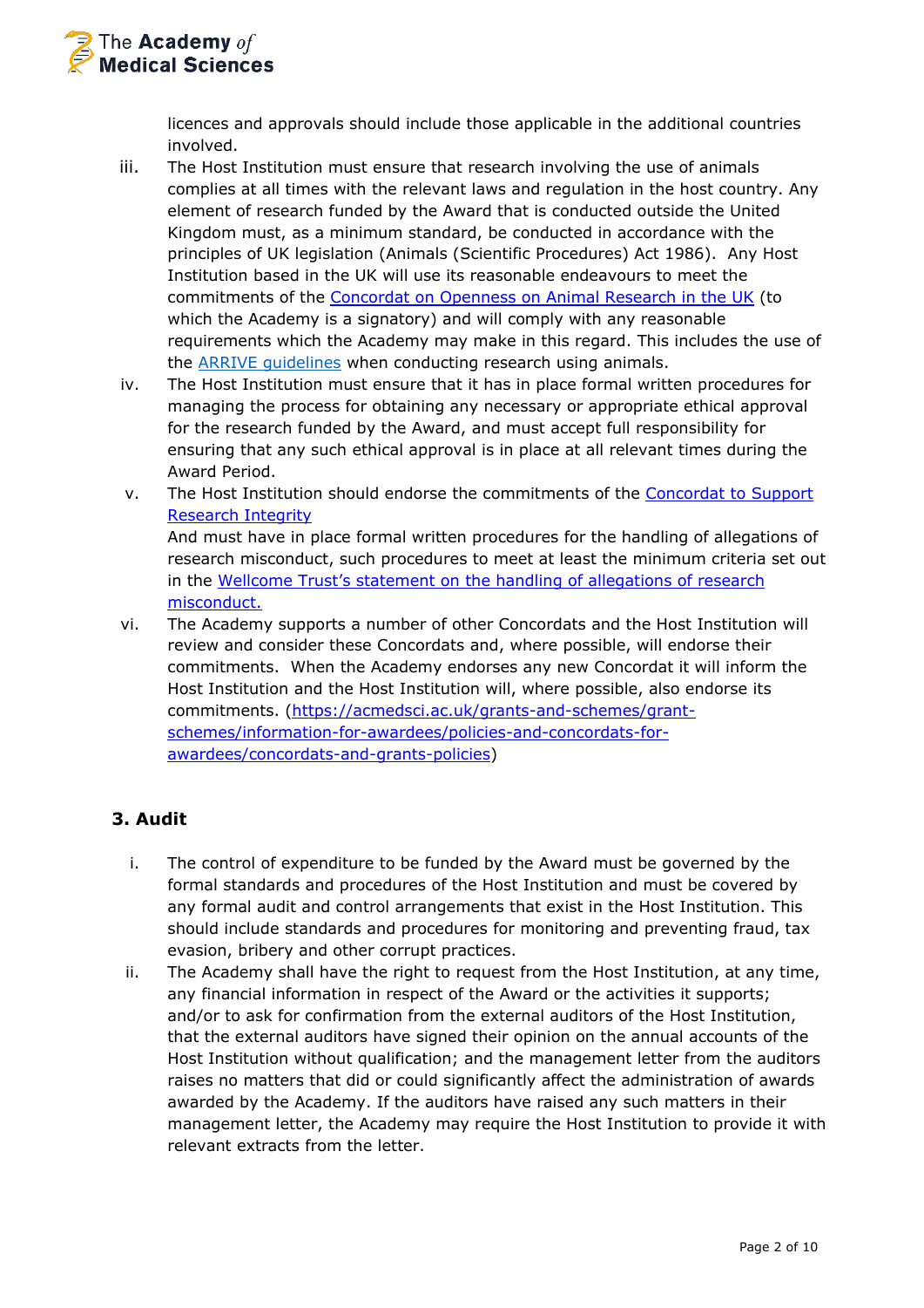licences and approvals should include those applicable in the additional countries involved.

iii. The Host Institution must ensure that research involving the use of animals complies at all times with the relevant laws and regulation in the host country. Any element of research funded by the Award that is conducted outside the United Kingdom must, as a minimum standard, be conducted in accordance with the principles of UK legislation (Animals (Scientific Procedures) Act 1986). Any Host Institution based in the UK will use its reasonable endeavours to meet the commitments of the [Concordat on Openness on Animal Research in the UK]() (to which the Academy is a signatory) and will comply with any reasonable requirements which the Academy may make in this regard. This includes the use of the [ARRIVE guidelines]() when conducting research using animals.

iv. The Host Institution must ensure that it has in place formal written procedures for managing the process for obtaining any necessary or appropriate ethical approval for the research funded by the Award, and must accept full responsibility for ensuring that any such ethical approval is in place at all relevant times during the Award Period.

v. The Host Institution should endorse the commitments of the [Concordat to Support Research Integrity]()
And must have in place formal written procedures for the handling of allegations of research misconduct, such procedures to meet at least the minimum criteria set out in the [Wellcome Trust's statement on the handling of allegations of research misconduct.]()

vi. The Academy supports a number of other Concordats and the Host Institution will review and consider these Concordats and, where possible, will endorse their commitments. When the Academy endorses any new Concordat it will inform the Host Institution and the Host Institution will, where possible, also endorse its commitments. (https://acmedsci.ac.uk/grants-and-schemes/grant-schemes/information-for-awardees/policies-and-concordats-for-awardees/concordats-and-grants-policies)

## 3. Audit

i. The control of expenditure to be funded by the Award must be governed by the formal standards and procedures of the Host Institution and must be covered by any formal audit and control arrangements that exist in the Host Institution. This should include standards and procedures for monitoring and preventing fraud, tax evasion, bribery and other corrupt practices.

ii. The Academy shall have the right to request from the Host Institution, at any time, any financial information in respect of the Award or the activities it supports; and/or to ask for confirmation from the external auditors of the Host Institution, that the external auditors have signed their opinion on the annual accounts of the Host Institution without qualification; and the management letter from the auditors raises no matters that did or could significantly affect the administration of awards awarded by the Academy. If the auditors have raised any such matters in their management letter, the Academy may require the Host Institution to provide it with relevant extracts from the letter.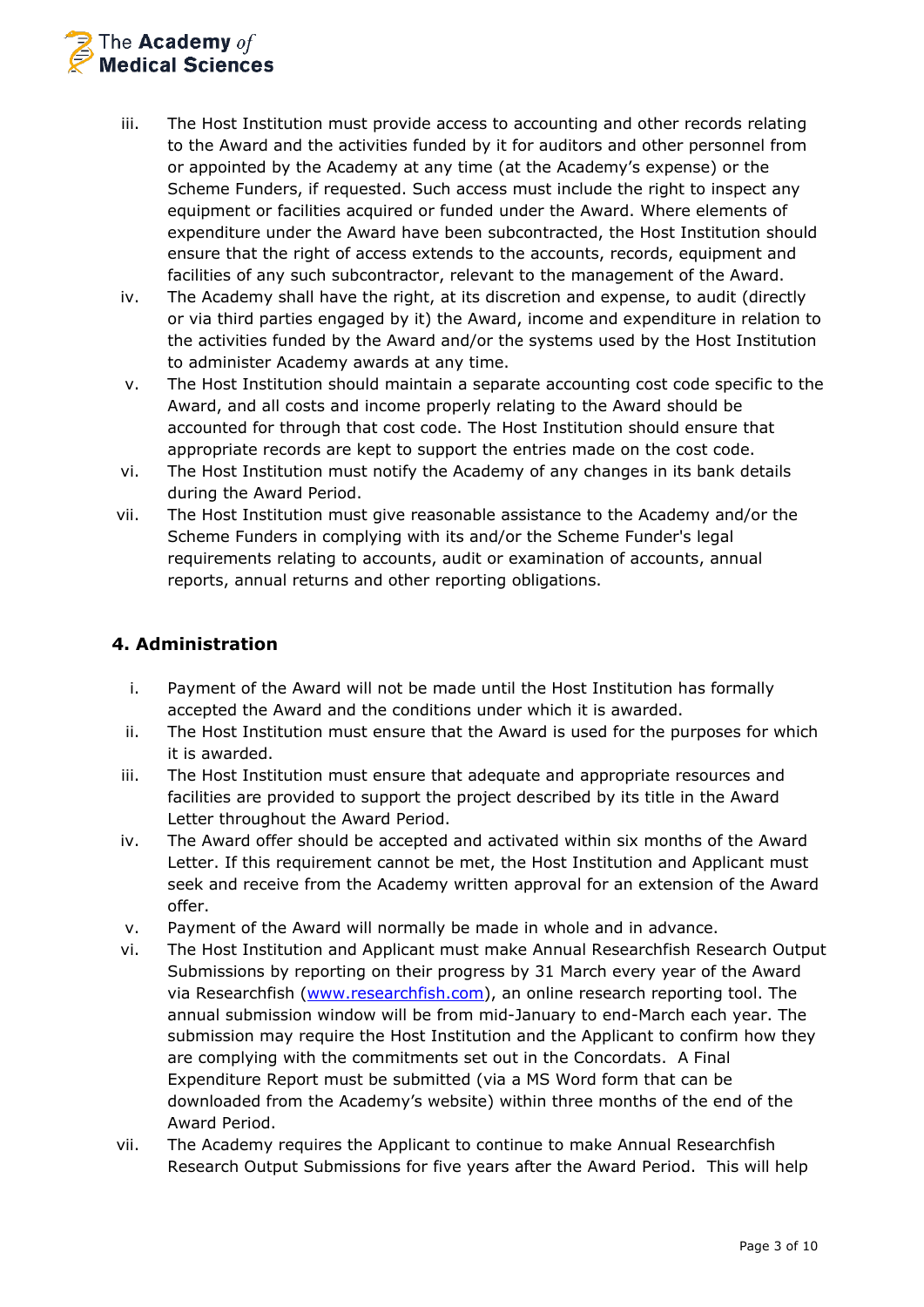iii. The Host Institution must provide access to accounting and other records relating to the Award and the activities funded by it for auditors and other personnel from or appointed by the Academy at any time (at the Academy's expense) or the Scheme Funders, if requested. Such access must include the right to inspect any equipment or facilities acquired or funded under the Award. Where elements of expenditure under the Award have been subcontracted, the Host Institution should ensure that the right of access extends to the accounts, records, equipment and facilities of any such subcontractor, relevant to the management of the Award.

iv. The Academy shall have the right, at its discretion and expense, to audit (directly or via third parties engaged by it) the Award, income and expenditure in relation to the activities funded by the Award and/or the systems used by the Host Institution to administer Academy awards at any time.

v. The Host Institution should maintain a separate accounting cost code specific to the Award, and all costs and income properly relating to the Award should be accounted for through that cost code. The Host Institution should ensure that appropriate records are kept to support the entries made on the cost code.

vi. The Host Institution must notify the Academy of any changes in its bank details during the Award Period.

vii. The Host Institution must give reasonable assistance to the Academy and/or the Scheme Funders in complying with its and/or the Scheme Funder's legal requirements relating to accounts, audit or examination of accounts, annual reports, annual returns and other reporting obligations.

## 4. Administration

i. Payment of the Award will not be made until the Host Institution has formally accepted the Award and the conditions under which it is awarded.

ii. The Host Institution must ensure that the Award is used for the purposes for which it is awarded.

iii. The Host Institution must ensure that adequate and appropriate resources and facilities are provided to support the project described by its title in the Award Letter throughout the Award Period.

iv. The Award offer should be accepted and activated within six months of the Award Letter. If this requirement cannot be met, the Host Institution and Applicant must seek and receive from the Academy written approval for an extension of the Award offer.

v. Payment of the Award will normally be made in whole and in advance.

vi. The Host Institution and Applicant must make Annual Researchfish Research Output Submissions by reporting on their progress by 31 March every year of the Award via Researchfish ([www.researchfish.com](www.researchfish.com)), an online research reporting tool. The annual submission window will be from mid-January to end-March each year. The submission may require the Host Institution and the Applicant to confirm how they are complying with the commitments set out in the Concordats. A Final Expenditure Report must be submitted (via a MS Word form that can be downloaded from the Academy's website) within three months of the end of the Award Period.

vii. The Academy requires the Applicant to continue to make Annual Researchfish Research Output Submissions for five years after the Award Period. This will help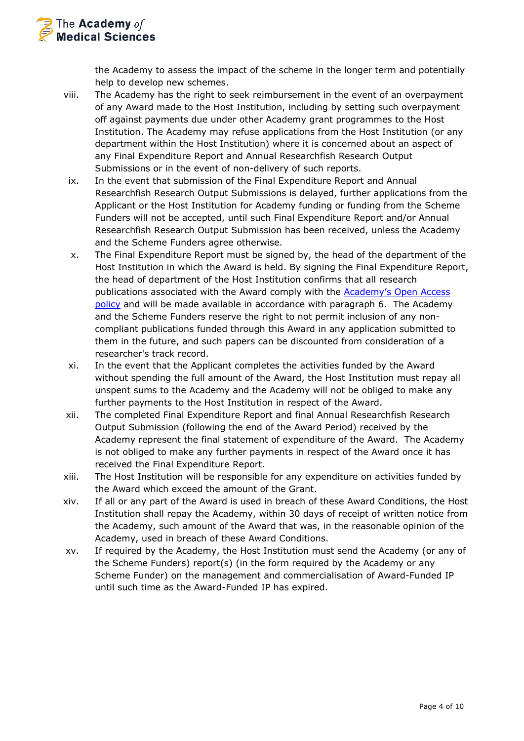the Academy to assess the impact of the scheme in the longer term and potentially help to develop new schemes.

viii. The Academy has the right to seek reimbursement in the event of an overpayment of any Award made to the Host Institution, including by setting such overpayment off against payments due under other Academy grant programmes to the Host Institution. The Academy may refuse applications from the Host Institution (or any department within the Host Institution) where it is concerned about an aspect of any Final Expenditure Report and Annual Researchfish Research Output Submissions or in the event of non-delivery of such reports.

ix. In the event that submission of the Final Expenditure Report and Annual Researchfish Research Output Submissions is delayed, further applications from the Applicant or the Host Institution for Academy funding or funding from the Scheme Funders will not be accepted, until such Final Expenditure Report and/or Annual Researchfish Research Output Submission has been received, unless the Academy and the Scheme Funders agree otherwise.

x. The Final Expenditure Report must be signed by, the head of the department of the Host Institution in which the Award is held. By signing the Final Expenditure Report, the head of department of the Host Institution confirms that all research publications associated with the Award comply with the Academy's Open Access policy and will be made available in accordance with paragraph 6. The Academy and the Scheme Funders reserve the right to not permit inclusion of any non-compliant publications funded through this Award in any application submitted to them in the future, and such papers can be discounted from consideration of a researcher's track record.

xi. In the event that the Applicant completes the activities funded by the Award without spending the full amount of the Award, the Host Institution must repay all unspent sums to the Academy and the Academy will not be obliged to make any further payments to the Host Institution in respect of the Award.

xii. The completed Final Expenditure Report and final Annual Researchfish Research Output Submission (following the end of the Award Period) received by the Academy represent the final statement of expenditure of the Award. The Academy is not obliged to make any further payments in respect of the Award once it has received the Final Expenditure Report.

xiii. The Host Institution will be responsible for any expenditure on activities funded by the Award which exceed the amount of the Grant.

xiv. If all or any part of the Award is used in breach of these Award Conditions, the Host Institution shall repay the Academy, within 30 days of receipt of written notice from the Academy, such amount of the Award that was, in the reasonable opinion of the Academy, used in breach of these Award Conditions.

xv. If required by the Academy, the Host Institution must send the Academy (or any of the Scheme Funders) report(s) (in the form required by the Academy or any Scheme Funder) on the management and commercialisation of Award-Funded IP until such time as the Award-Funded IP has expired.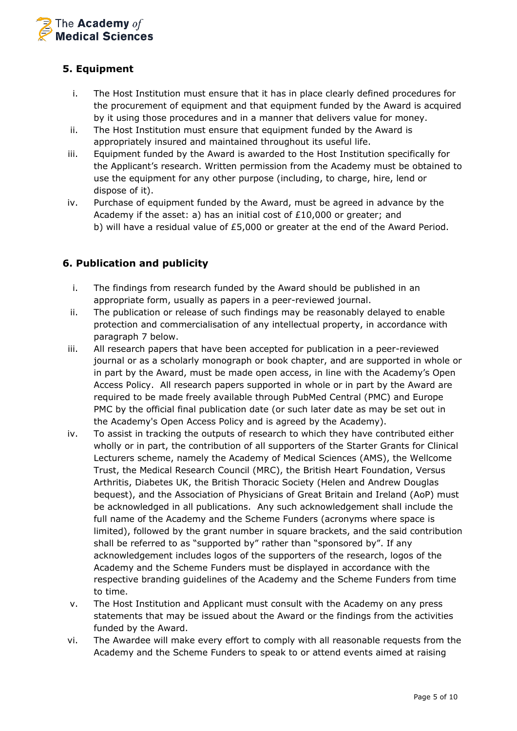## 5. Equipment

i. The Host Institution must ensure that it has in place clearly defined procedures for the procurement of equipment and that equipment funded by the Award is acquired by it using those procedures and in a manner that delivers value for money.

ii. The Host Institution must ensure that equipment funded by the Award is appropriately insured and maintained throughout its useful life.

iii. Equipment funded by the Award is awarded to the Host Institution specifically for the Applicant's research. Written permission from the Academy must be obtained to use the equipment for any other purpose (including, to charge, hire, lend or dispose of it).

iv. Purchase of equipment funded by the Award, must be agreed in advance by the Academy if the asset: a) has an initial cost of £10,000 or greater; and b) will have a residual value of £5,000 or greater at the end of the Award Period.

## 6. Publication and publicity

i. The findings from research funded by the Award should be published in an appropriate form, usually as papers in a peer-reviewed journal.

ii. The publication or release of such findings may be reasonably delayed to enable protection and commercialisation of any intellectual property, in accordance with paragraph 7 below.

iii. All research papers that have been accepted for publication in a peer-reviewed journal or as a scholarly monograph or book chapter, and are supported in whole or in part by the Award, must be made open access, in line with the Academy's Open Access Policy. All research papers supported in whole or in part by the Award are required to be made freely available through PubMed Central (PMC) and Europe PMC by the official final publication date (or such later date as may be set out in the Academy's Open Access Policy and is agreed by the Academy).

iv. To assist in tracking the outputs of research to which they have contributed either wholly or in part, the contribution of all supporters of the Starter Grants for Clinical Lecturers scheme, namely the Academy of Medical Sciences (AMS), the Wellcome Trust, the Medical Research Council (MRC), the British Heart Foundation, Versus Arthritis, Diabetes UK, the British Thoracic Society (Helen and Andrew Douglas bequest), and the Association of Physicians of Great Britain and Ireland (AoP) must be acknowledged in all publications. Any such acknowledgement shall include the full name of the Academy and the Scheme Funders (acronyms where space is limited), followed by the grant number in square brackets, and the said contribution shall be referred to as "supported by" rather than "sponsored by". If any acknowledgement includes logos of the supporters of the research, logos of the Academy and the Scheme Funders must be displayed in accordance with the respective branding guidelines of the Academy and the Scheme Funders from time to time.

v. The Host Institution and Applicant must consult with the Academy on any press statements that may be issued about the Award or the findings from the activities funded by the Award.

vi. The Awardee will make every effort to comply with all reasonable requests from the Academy and the Scheme Funders to speak to or attend events aimed at raising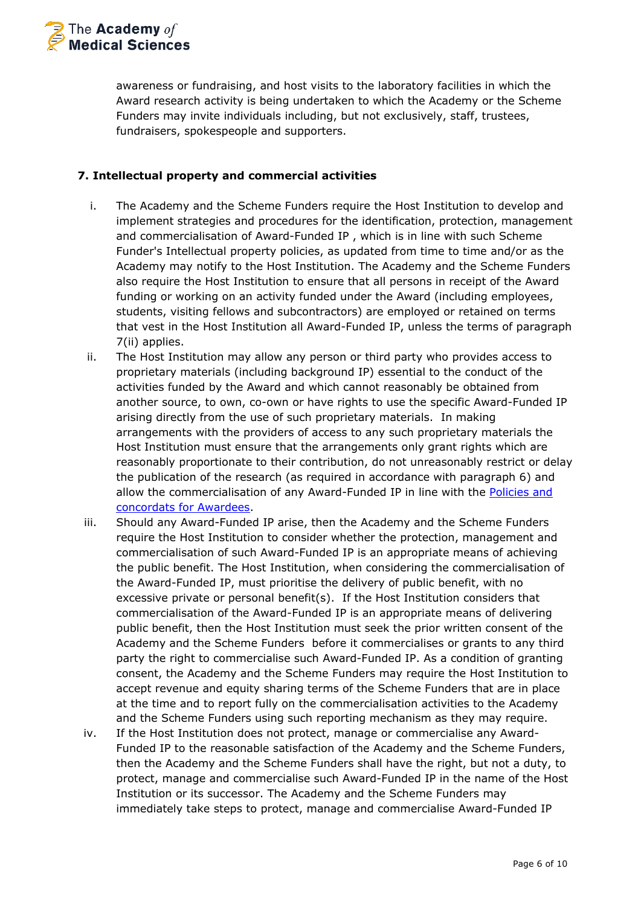awareness or fundraising, and host visits to the laboratory facilities in which the Award research activity is being undertaken to which the Academy or the Scheme Funders may invite individuals including, but not exclusively, staff, trustees, fundraisers, spokespeople and supporters.

### 7. Intellectual property and commercial activities

i. The Academy and the Scheme Funders require the Host Institution to develop and implement strategies and procedures for the identification, protection, management and commercialisation of Award-Funded IP , which is in line with such Scheme Funder's Intellectual property policies, as updated from time to time and/or as the Academy may notify to the Host Institution. The Academy and the Scheme Funders also require the Host Institution to ensure that all persons in receipt of the Award funding or working on an activity funded under the Award (including employees, students, visiting fellows and subcontractors) are employed or retained on terms that vest in the Host Institution all Award-Funded IP, unless the terms of paragraph 7(ii) applies.

ii. The Host Institution may allow any person or third party who provides access to proprietary materials (including background IP) essential to the conduct of the activities funded by the Award and which cannot reasonably be obtained from another source, to own, co-own or have rights to use the specific Award-Funded IP arising directly from the use of such proprietary materials. In making arrangements with the providers of access to any such proprietary materials the Host Institution must ensure that the arrangements only grant rights which are reasonably proportionate to their contribution, do not unreasonably restrict or delay the publication of the research (as required in accordance with paragraph 6) and allow the commercialisation of any Award-Funded IP in line with the [Policies and concordats for Awardees](Policies and concordats for Awardees).

iii. Should any Award-Funded IP arise, then the Academy and the Scheme Funders require the Host Institution to consider whether the protection, management and commercialisation of such Award-Funded IP is an appropriate means of achieving the public benefit. The Host Institution, when considering the commercialisation of the Award-Funded IP, must prioritise the delivery of public benefit, with no excessive private or personal benefit(s). If the Host Institution considers that commercialisation of the Award-Funded IP is an appropriate means of delivering public benefit, then the Host Institution must seek the prior written consent of the Academy and the Scheme Funders before it commercialises or grants to any third party the right to commercialise such Award-Funded IP. As a condition of granting consent, the Academy and the Scheme Funders may require the Host Institution to accept revenue and equity sharing terms of the Scheme Funders that are in place at the time and to report fully on the commercialisation activities to the Academy and the Scheme Funders using such reporting mechanism as they may require.

iv. If the Host Institution does not protect, manage or commercialise any Award-Funded IP to the reasonable satisfaction of the Academy and the Scheme Funders, then the Academy and the Scheme Funders shall have the right, but not a duty, to protect, manage and commercialise such Award-Funded IP in the name of the Host Institution or its successor. The Academy and the Scheme Funders may immediately take steps to protect, manage and commercialise Award-Funded IP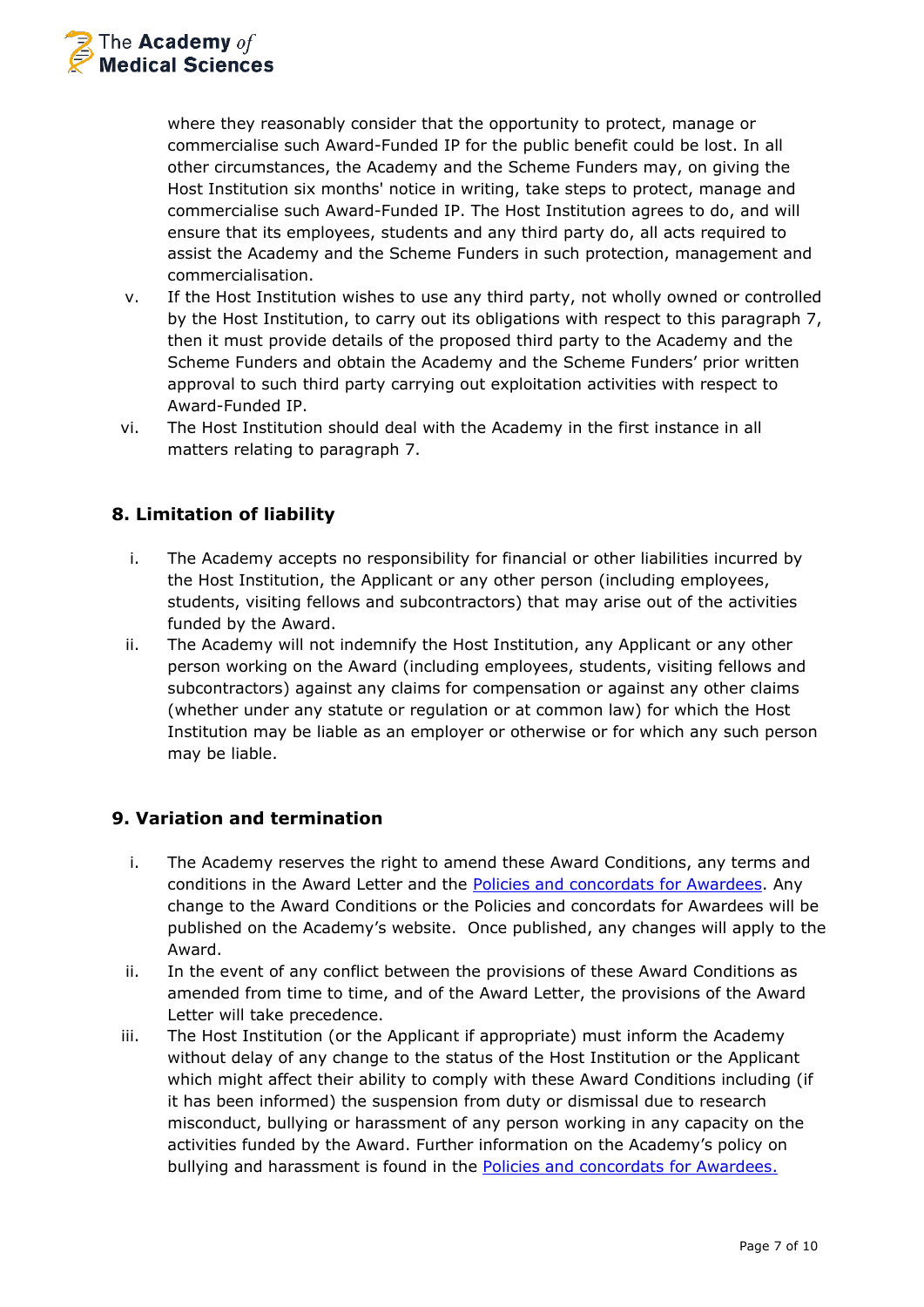where they reasonably consider that the opportunity to protect, manage or commercialise such Award-Funded IP for the public benefit could be lost. In all other circumstances, the Academy and the Scheme Funders may, on giving the Host Institution six months' notice in writing, take steps to protect, manage and commercialise such Award-Funded IP. The Host Institution agrees to do, and will ensure that its employees, students and any third party do, all acts required to assist the Academy and the Scheme Funders in such protection, management and commercialisation.

v. If the Host Institution wishes to use any third party, not wholly owned or controlled by the Host Institution, to carry out its obligations with respect to this paragraph 7, then it must provide details of the proposed third party to the Academy and the Scheme Funders and obtain the Academy and the Scheme Funders' prior written approval to such third party carrying out exploitation activities with respect to Award-Funded IP.

vi. The Host Institution should deal with the Academy in the first instance in all matters relating to paragraph 7.

## 8. Limitation of liability

i. The Academy accepts no responsibility for financial or other liabilities incurred by the Host Institution, the Applicant or any other person (including employees, students, visiting fellows and subcontractors) that may arise out of the activities funded by the Award.

ii. The Academy will not indemnify the Host Institution, any Applicant or any other person working on the Award (including employees, students, visiting fellows and subcontractors) against any claims for compensation or against any other claims (whether under any statute or regulation or at common law) for which the Host Institution may be liable as an employer or otherwise or for which any such person may be liable.

## 9. Variation and termination

i. The Academy reserves the right to amend these Award Conditions, any terms and conditions in the Award Letter and the [Policies and concordats for Awardees](). Any change to the Award Conditions or the Policies and concordats for Awardees will be published on the Academy's website. Once published, any changes will apply to the Award.

ii. In the event of any conflict between the provisions of these Award Conditions as amended from time to time, and of the Award Letter, the provisions of the Award Letter will take precedence.

iii. The Host Institution (or the Applicant if appropriate) must inform the Academy without delay of any change to the status of the Host Institution or the Applicant which might affect their ability to comply with these Award Conditions including (if it has been informed) the suspension from duty or dismissal due to research misconduct, bullying or harassment of any person working in any capacity on the activities funded by the Award. Further information on the Academy's policy on bullying and harassment is found in the [Policies and concordats for Awardees.]()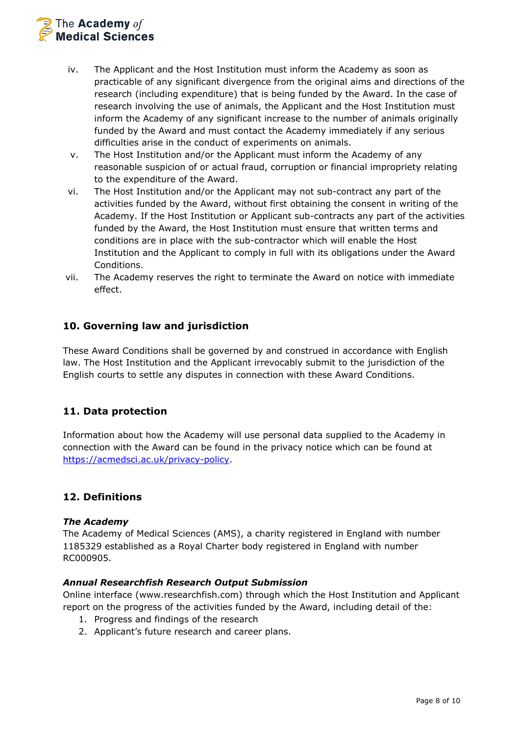iv. The Applicant and the Host Institution must inform the Academy as soon as practicable of any significant divergence from the original aims and directions of the research (including expenditure) that is being funded by the Award. In the case of research involving the use of animals, the Applicant and the Host Institution must inform the Academy of any significant increase to the number of animals originally funded by the Award and must contact the Academy immediately if any serious difficulties arise in the conduct of experiments on animals.

v. The Host Institution and/or the Applicant must inform the Academy of any reasonable suspicion of or actual fraud, corruption or financial impropriety relating to the expenditure of the Award.

vi. The Host Institution and/or the Applicant may not sub-contract any part of the activities funded by the Award, without first obtaining the consent in writing of the Academy. If the Host Institution or Applicant sub-contracts any part of the activities funded by the Award, the Host Institution must ensure that written terms and conditions are in place with the sub-contractor which will enable the Host Institution and the Applicant to comply in full with its obligations under the Award Conditions.

vii. The Academy reserves the right to terminate the Award on notice with immediate effect.

## 10. Governing law and jurisdiction

These Award Conditions shall be governed by and construed in accordance with English law. The Host Institution and the Applicant irrevocably submit to the jurisdiction of the English courts to settle any disputes in connection with these Award Conditions.

## 11. Data protection

Information about how the Academy will use personal data supplied to the Academy in connection with the Award can be found in the privacy notice which can be found at [https://acmedsci.ac.uk/privacy-policy](https://acmedsci.ac.uk/privacy-policy).

## 12. Definitions

***The Academy***

The Academy of Medical Sciences (AMS), a charity registered in England with number 1185329 established as a Royal Charter body registered in England with number RC000905.

***Annual Researchfish Research Output Submission***

Online interface (www.researchfish.com) through which the Host Institution and Applicant report on the progress of the activities funded by the Award, including detail of the:

1. Progress and findings of the research
2. Applicant's future research and career plans.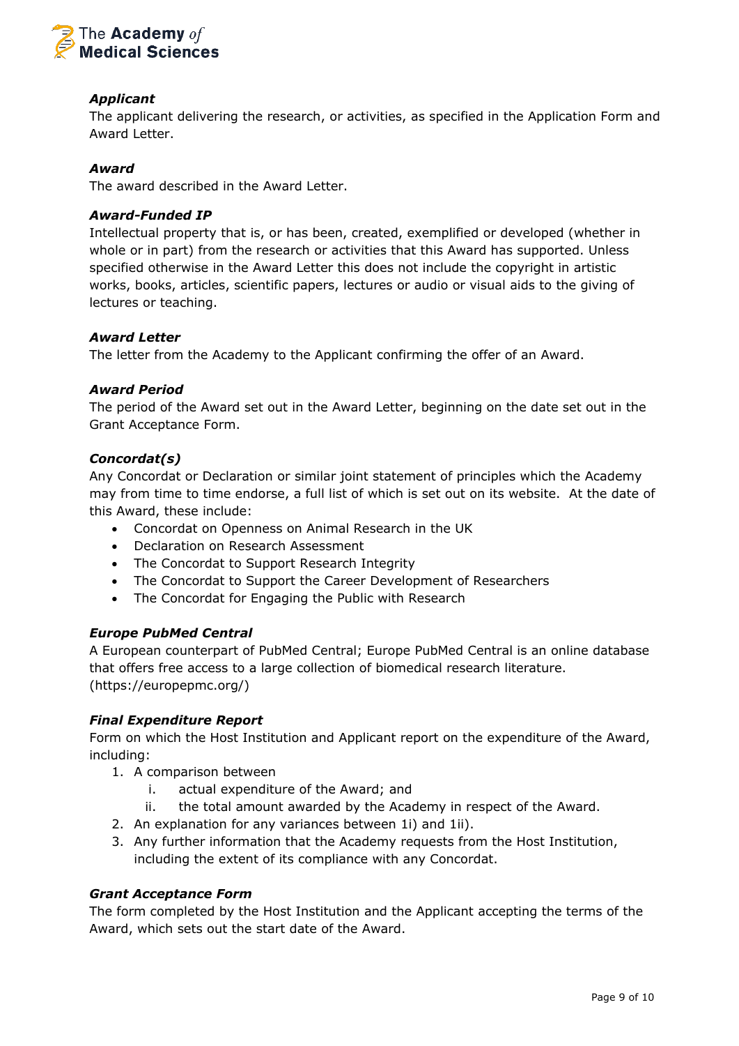***Applicant***
The applicant delivering the research, or activities, as specified in the Application Form and Award Letter.

***Award***
The award described in the Award Letter.

***Award-Funded IP***
Intellectual property that is, or has been, created, exemplified or developed (whether in whole or in part) from the research or activities that this Award has supported. Unless specified otherwise in the Award Letter this does not include the copyright in artistic works, books, articles, scientific papers, lectures or audio or visual aids to the giving of lectures or teaching.

***Award Letter***
The letter from the Academy to the Applicant confirming the offer of an Award.

***Award Period***
The period of the Award set out in the Award Letter, beginning on the date set out in the Grant Acceptance Form.

***Concordat(s)***
Any Concordat or Declaration or similar joint statement of principles which the Academy may from time to time endorse, a full list of which is set out on its website. At the date of this Award, these include:

- Concordat on Openness on Animal Research in the UK
- Declaration on Research Assessment
- The Concordat to Support Research Integrity
- The Concordat to Support the Career Development of Researchers
- The Concordat for Engaging the Public with Research

***Europe PubMed Central***
A European counterpart of PubMed Central; Europe PubMed Central is an online database that offers free access to a large collection of biomedical research literature. (https://europepmc.org/)

***Final Expenditure Report***
Form on which the Host Institution and Applicant report on the expenditure of the Award, including:

1. A comparison between
   i. actual expenditure of the Award; and
   ii. the total amount awarded by the Academy in respect of the Award.
2. An explanation for any variances between 1i) and 1ii).
3. Any further information that the Academy requests from the Host Institution, including the extent of its compliance with any Concordat.

***Grant Acceptance Form***
The form completed by the Host Institution and the Applicant accepting the terms of the Award, which sets out the start date of the Award.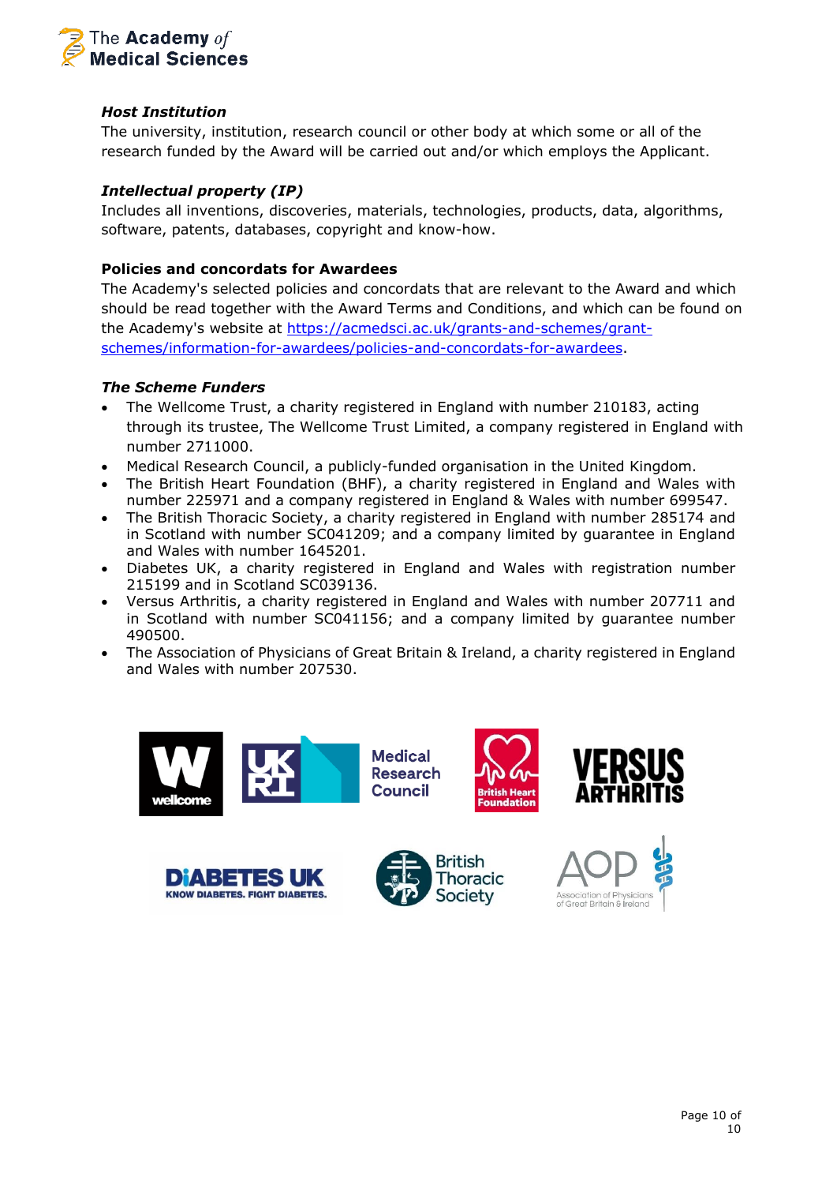***Host Institution***
The university, institution, research council or other body at which some or all of the research funded by the Award will be carried out and/or which employs the Applicant.

***Intellectual property (IP)***
Includes all inventions, discoveries, materials, technologies, products, data, algorithms, software, patents, databases, copyright and know-how.

**Policies and concordats for Awardees**
The Academy's selected policies and concordats that are relevant to the Award and which should be read together with the Award Terms and Conditions, and which can be found on the Academy's website at https://acmedsci.ac.uk/grants-and-schemes/grant-schemes/information-for-awardees/policies-and-concordats-for-awardees.

***The Scheme Funders***

- The Wellcome Trust, a charity registered in England with number 210183, acting through its trustee, The Wellcome Trust Limited, a company registered in England with number 2711000.
- Medical Research Council, a publicly-funded organisation in the United Kingdom.
- The British Heart Foundation (BHF), a charity registered in England and Wales with number 225971 and a company registered in England & Wales with number 699547.
- The British Thoracic Society, a charity registered in England with number 285174 and in Scotland with number SC041209; and a company limited by guarantee in England and Wales with number 1645201.
- Diabetes UK, a charity registered in England and Wales with registration number 215199 and in Scotland SC039136.
- Versus Arthritis, a charity registered in England and Wales with number 207711 and in Scotland with number SC041156; and a company limited by guarantee number 490500.
- The Association of Physicians of Great Britain & Ireland, a charity registered in England and Wales with number 207530.